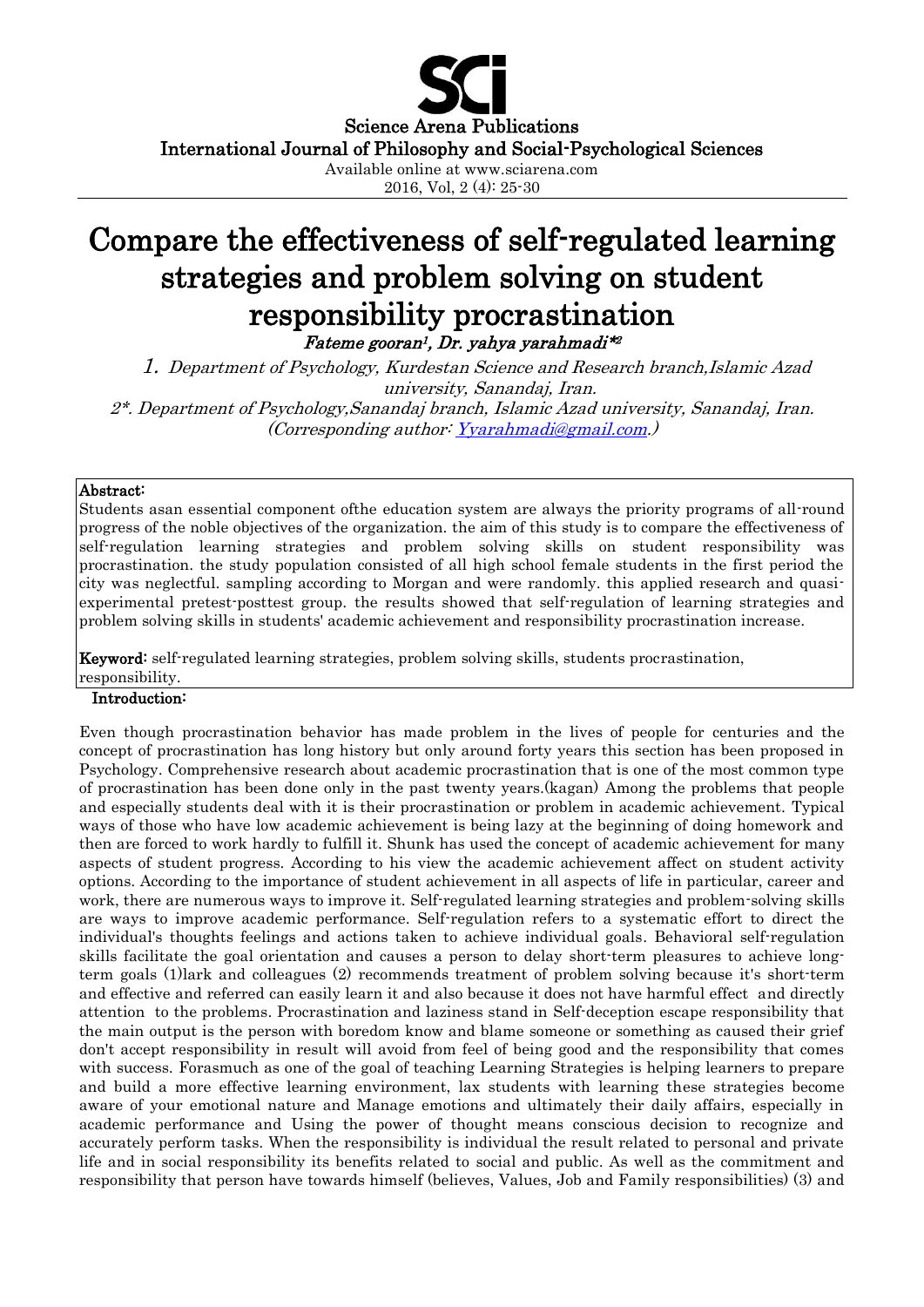Science Arena Publications

International Journal of Philosophy and Social-Psychological Sciences

Available online at www.sciarena.com

# Compare the effectiveness of self-regulated learning strategies and problem solving on student responsibility procrastination

*Fateme gooran[1], Dr. yahya yarahmadi*[2]*

1. *Department of Psychology, Kurdestan Science and Research branch,Islamic Azad university, Sanandaj, Iran.*

2*. *Department of Psychology,Sanandaj branch, Islamic Azad university, Sanandaj, Iran. (Corresponding author: Yyarahmadi@gmail.com.)*

**Abstract:**

Students asan essential component ofthe education system are always the priority programs of all-round progress of the noble objectives of the organization. the aim of this study is to compare the effectiveness of self-regulation learning strategies and problem solving skills on student responsibility was procrastination. the study population consisted of all high school female students in the first period the city was neglectful. sampling according to Morgan and were randomly. this applied research and quasi-experimental pretest-posttest group. the results showed that self-regulation of learning strategies and problem solving skills in students' academic achievement and responsibility procrastination increase.

**Keyword:** self-regulated learning strategies, problem solving skills, students procrastination, responsibility.

## Introduction:

Even though procrastination behavior has made problem in the lives of people for centuries and the concept of procrastination has long history but only around forty years this section has been proposed in Psychology. Comprehensive research about academic procrastination that is one of the most common type of procrastination has been done only in the past twenty years.(kagan) Among the problems that people and especially students deal with it is their procrastination or problem in academic achievement. Typical ways of those who have low academic achievement is being lazy at the beginning of doing homework and then are forced to work hardly to fulfill it. Shunk has used the concept of academic achievement for many aspects of student progress. According to his view the academic achievement affect on student activity options. According to the importance of student achievement in all aspects of life in particular, career and work, there are numerous ways to improve it. Self-regulated learning strategies and problem-solving skills are ways to improve academic performance. Self-regulation refers to a systematic effort to direct the individual's thoughts feelings and actions taken to achieve individual goals. Behavioral self-regulation skills facilitate the goal orientation and causes a person to delay short-term pleasures to achieve long-term goals (1)lark and colleagues (2) recommends treatment of problem solving because it's short-term and effective and referred can easily learn it and also because it does not have harmful effect and directly attention to the problems. Procrastination and laziness stand in Self-deception escape responsibility that the main output is the person with boredom know and blame someone or something as caused their grief don't accept responsibility in result will avoid from feel of being good and the responsibility that comes with success. Forasmuch as one of the goal of teaching Learning Strategies is helping learners to prepare and build a more effective learning environment, lax students with learning these strategies become aware of your emotional nature and Manage emotions and ultimately their daily affairs, especially in academic performance and Using the power of thought means conscious decision to recognize and accurately perform tasks. When the responsibility is individual the result related to personal and private life and in social responsibility its benefits related to social and public. As well as the commitment and responsibility that person have towards himself (believes, Values, Job and Family responsibilities) (3) and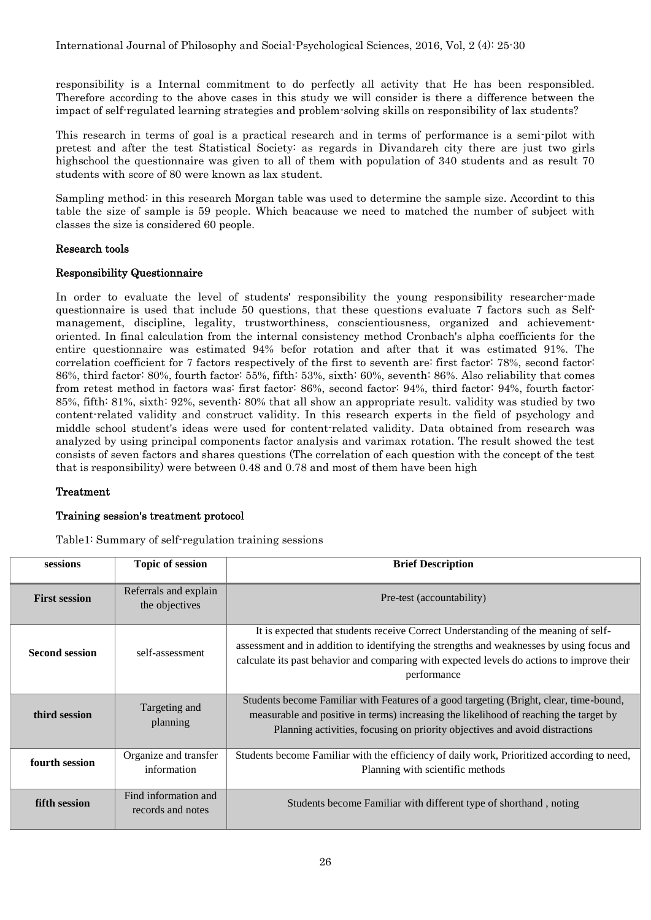responsibility is a Internal commitment to do perfectly all activity that He has been responsibled. Therefore according to the above cases in this study we will consider is there a difference between the impact of self-regulated learning strategies and problem-solving skills on responsibility of lax students?

This research in terms of goal is a practical research and in terms of performance is a semi-pilot with pretest and after the test Statistical Society: as regards in Divandareh city there are just two girls highschool the questionnaire was given to all of them with population of 340 students and as result 70 students with score of 80 were known as lax student.

Sampling method: in this research Morgan table was used to determine the sample size. Accordint to this table the size of sample is 59 people. Which beacause we need to matched the number of subject with classes the size is considered 60 people.

### Research tools

### Responsibility Questionnaire

In order to evaluate the level of students' responsibility the young responsibility researcher-made questionnaire is used that include 50 questions, that these questions evaluate 7 factors such as Self-management, discipline, legality, trustworthiness, conscientiousness, organized and achievement-oriented. In final calculation from the internal consistency method Cronbach's alpha coefficients for the entire questionnaire was estimated 94% befor rotation and after that it was estimated 91%. The correlation coefficient for 7 factors respectively of the first to seventh are: first factor: 78%, second factor: 86%, third factor: 80%, fourth factor: 55%, fifth: 53%, sixth: 60%, seventh: 86%. Also reliability that comes from retest method in factors was: first factor: 86%, second factor: 94%, third factor: 94%, fourth factor: 85%, fifth: 81%, sixth: 92%, seventh: 80% that all show an appropriate result. validity was studied by two content-related validity and construct validity. In this research experts in the field of psychology and middle school student's ideas were used for content-related validity. Data obtained from research was analyzed by using principal components factor analysis and varimax rotation. The result showed the test consists of seven factors and shares questions (The correlation of each question with the concept of the test that is responsibility) were between 0.48 and 0.78 and most of them have been high

### Treatment

### Training session's treatment protocol

Table1: Summary of self-regulation training sessions

| sessions | Topic of session | Brief Description |
|---|---|---|
| **First session** | Referrals and explain the objectives | Pre-test (accountability) |
| **Second session** | self-assessment | It is expected that students receive Correct Understanding of the meaning of self-assessment and in addition to identifying the strengths and weaknesses by using focus and calculate its past behavior and comparing with expected levels do actions to improve their performance |
| **third session** | Targeting and planning | Students become Familiar with Features of a good targeting (Bright, clear, time-bound, measurable and positive in terms) increasing the likelihood of reaching the target by Planning activities, focusing on priority objectives and avoid distractions |
| **fourth session** | Organize and transfer information | Students become Familiar with the efficiency of daily work, Prioritized according to need, Planning with scientific methods |
| **fifth session** | Find information and records and notes | Students become Familiar with different type of shorthand , noting |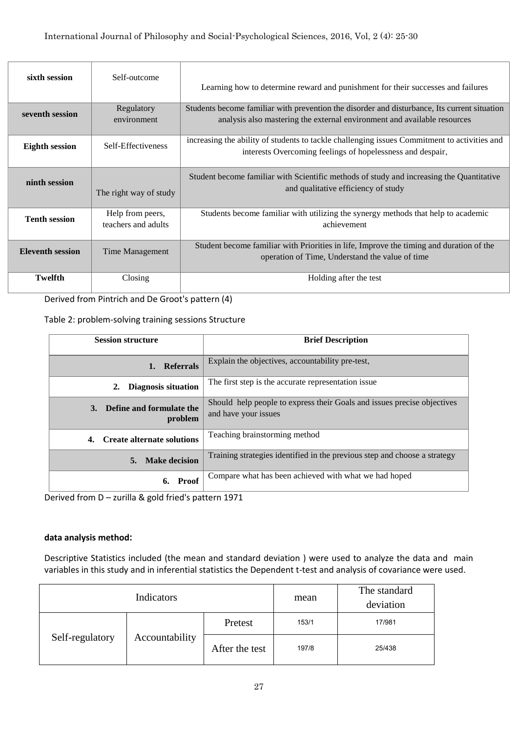| sixth session | Self-outcome | Learning how to determine reward and punishment for their successes and failures |
|---|---|---|
| seventh session | Regulatory environment | Students become familiar with prevention the disorder and disturbance, Its current situation analysis also mastering the external environment and available resources |
| Eighth session | Self-Effectiveness | increasing the ability of students to tackle challenging issues Commitment to activities and interests Overcoming feelings of hopelessness and despair, |
| ninth session | The right way of study | Student become familiar with Scientific methods of study and increasing the Quantitative and qualitative efficiency of study |
| Tenth session | Help from peers, teachers and adults | Students become familiar with utilizing the synergy methods that help to academic achievement |
| Eleventh session | Time Management | Student become familiar with Priorities in life, Improve the timing and duration of the operation of Time, Understand the value of time |
| Twelfth | Closing | Holding after the test |

Derived from Pintrich and De Groot's pattern (4)

Table 2: problem-solving training sessions Structure

| Session structure | Brief Description |
|---|---|
| 1. **Referrals** | Explain the objectives, accountability pre-test, |
| 2. **Diagnosis situation** | The first step is the accurate representation issue |
| 3. **Define and formulate the problem** | Should help people to express their Goals and issues precise objectives and have your issues |
| 4. **Create alternate solutions** | Teaching brainstorming method |
| 5. **Make decision** | Training strategies identified in the previous step and choose a strategy |
| 6. **Proof** | Compare what has been achieved with what we had hoped |

Derived from D – zurilla & gold fried's pattern 1971

**data analysis method:**

Descriptive Statistics included (the mean and standard deviation ) were used to analyze the data and main variables in this study and in inferential statistics the Dependent t-test and analysis of covariance were used.

| Indicators | | | mean | The standard deviation |
|---|---|---|---|---|
| Self-regulatory | Accountability | Pretest | 153/1 | 17/981 |
| | | After the test | 197/8 | 25/438 |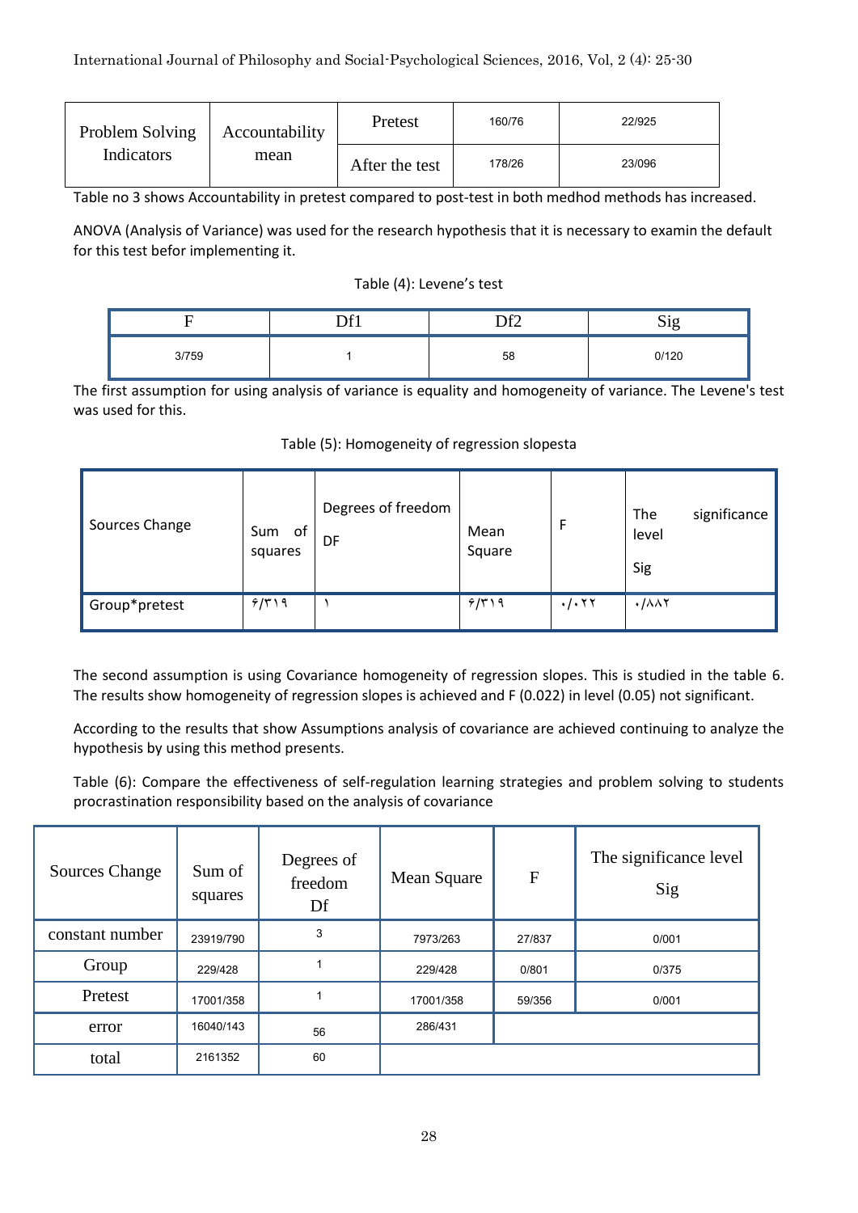| Problem Solving Indicators | Accountability mean | Pretest | 160/76 | 22/925 |
|---|---|---|---|---|
| | | After the test | 178/26 | 23/096 |

Table no 3 shows Accountability in pretest compared to post-test in both medhod methods has increased.

ANOVA (Analysis of Variance) was used for the research hypothesis that it is necessary to examin the default for this test befor implementing it.

Table (4): Levene's test

| F | Df1 | Df2 | Sig |
|---|---|---|---|
| 3/759 | 1 | 58 | 0/120 |

The first assumption for using analysis of variance is equality and homogeneity of variance. The Levene's test was used for this.

Table (5): Homogeneity of regression slopesta

| Sources Change | Sum of squares | Degrees of freedom DF | Mean Square | F | The significance level Sig |
|---|---|---|---|---|---|
| Group*pretest | ۶/۳۱۹ | ۱ | ۶/۳۱۹ | ۰/۰۲۲ | ۰/۸۸۲ |

The second assumption is using Covariance homogeneity of regression slopes. This is studied in the table 6. The results show homogeneity of regression slopes is achieved and F (0.022) in level (0.05) not significant.

According to the results that show Assumptions analysis of covariance are achieved continuing to analyze the hypothesis by using this method presents.

Table (6): Compare the effectiveness of self-regulation learning strategies and problem solving to students procrastination responsibility based on the analysis of covariance

| Sources Change | Sum of squares | Degrees of freedom Df | Mean Square | F | The significance level Sig |
|---|---|---|---|---|---|
| constant number | 23919/790 | 3 | 7973/263 | 27/837 | 0/001 |
| Group | 229/428 | 1 | 229/428 | 0/801 | 0/375 |
| Pretest | 17001/358 | 1 | 17001/358 | 59/356 | 0/001 |
| error | 16040/143 | 56 | 286/431 | | |
| total | 2161352 | 60 | | | |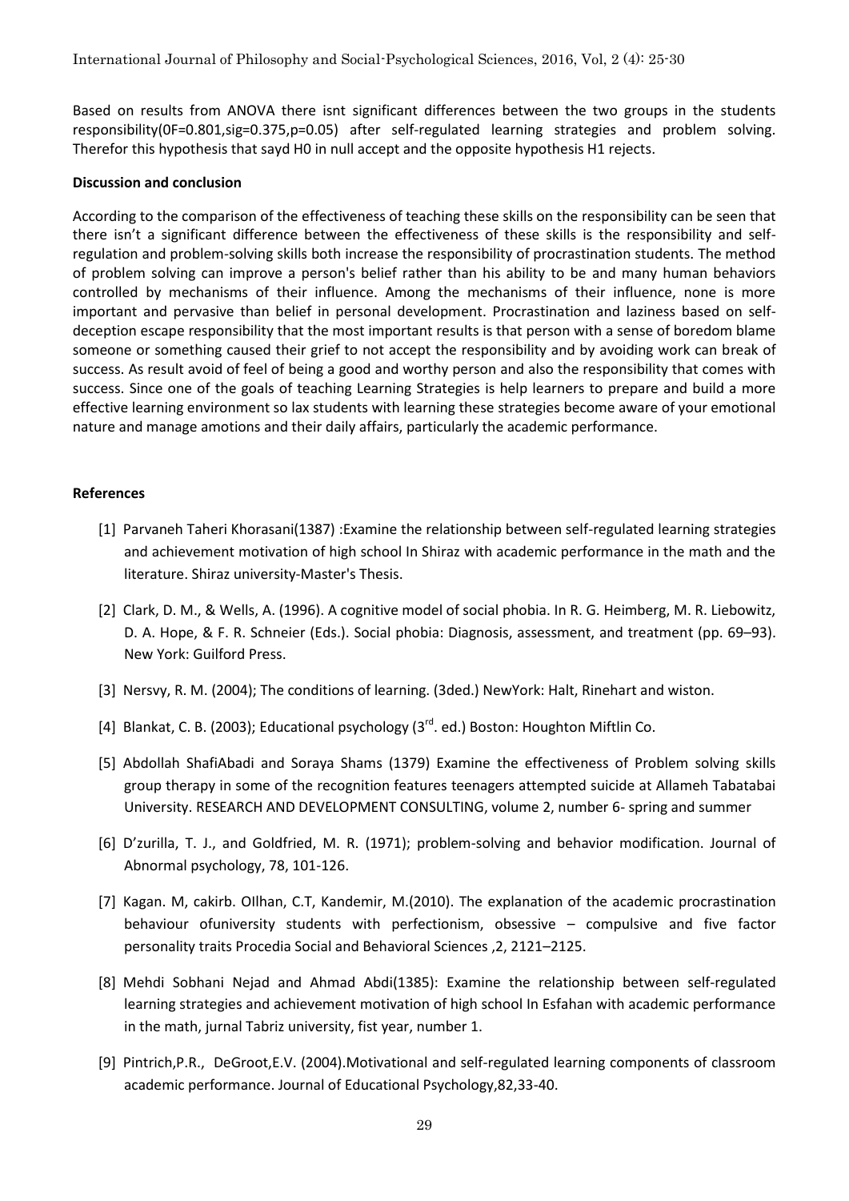Based on results from ANOVA there isnt significant differences between the two groups in the students responsibility(0F=0.801,sig=0.375,p=0.05) after self-regulated learning strategies and problem solving. Therefor this hypothesis that sayd H0 in null accept and the opposite hypothesis H1 rejects.

**Discussion and conclusion**

According to the comparison of the effectiveness of teaching these skills on the responsibility can be seen that there isn't a significant difference between the effectiveness of these skills is the responsibility and self-regulation and problem-solving skills both increase the responsibility of procrastination students. The method of problem solving can improve a person's belief rather than his ability to be and many human behaviors controlled by mechanisms of their influence. Among the mechanisms of their influence, none is more important and pervasive than belief in personal development. Procrastination and laziness based on self-deception escape responsibility that the most important results is that person with a sense of boredom blame someone or something caused their grief to not accept the responsibility and by avoiding work can break of success. As result avoid of feel of being a good and worthy person and also the responsibility that comes with success. Since one of the goals of teaching Learning Strategies is help learners to prepare and build a more effective learning environment so lax students with learning these strategies become aware of your emotional nature and manage amotions and their daily affairs, particularly the academic performance.

**References**

[1] Parvaneh Taheri Khorasani(1387) :Examine the relationship between self-regulated learning strategies and achievement motivation of high school In Shiraz with academic performance in the math and the literature. Shiraz university-Master's Thesis.

[2] Clark, D. M., & Wells, A. (1996). A cognitive model of social phobia. In R. G. Heimberg, M. R. Liebowitz, D. A. Hope, & F. R. Schneier (Eds.). Social phobia: Diagnosis, assessment, and treatment (pp. 69–93). New York: Guilford Press.

[3] Nersvy, R. M. (2004); The conditions of learning. (3ded.) NewYork: Halt, Rinehart and wiston.

[4] Blankat, C. B. (2003); Educational psychology (3rd. ed.) Boston: Houghton Miftlin Co.

[5] Abdollah ShafiAbadi and Soraya Shams (1379) Examine the effectiveness of Problem solving skills group therapy in some of the recognition features teenagers attempted suicide at Allameh Tabatabai University. RESEARCH AND DEVELOPMENT CONSULTING, volume 2, number 6- spring and summer

[6] D'zurilla, T. J., and Goldfried, M. R. (1971); problem-solving and behavior modification. Journal of Abnormal psychology, 78, 101-126.

[7] Kagan. M, cakirb. OIlhan, C.T, Kandemir, M.(2010). The explanation of the academic procrastination behaviour ofuniversity students with perfectionism, obsessive – compulsive and five factor personality traits Procedia Social and Behavioral Sciences ,2, 2121–2125.

[8] Mehdi Sobhani Nejad and Ahmad Abdi(1385): Examine the relationship between self-regulated learning strategies and achievement motivation of high school In Esfahan with academic performance in the math, jurnal Tabriz university, fist year, number 1.

[9] Pintrich,P.R., DeGroot,E.V. (2004).Motivational and self-regulated learning components of classroom academic performance. Journal of Educational Psychology,82,33-40.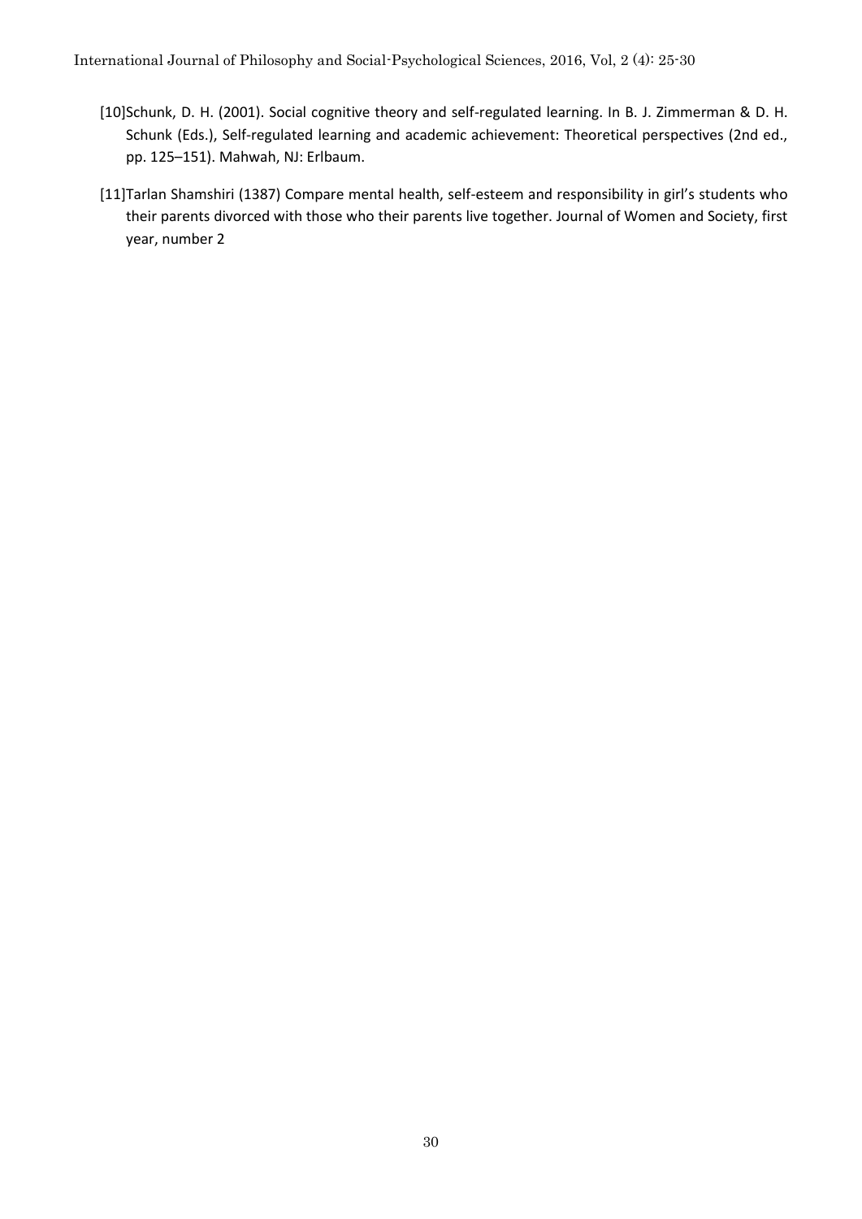[10]Schunk, D. H. (2001). Social cognitive theory and self-regulated learning. In B. J. Zimmerman & D. H. Schunk (Eds.), Self-regulated learning and academic achievement: Theoretical perspectives (2nd ed., pp. 125–151). Mahwah, NJ: Erlbaum.

[11]Tarlan Shamshiri (1387) Compare mental health, self-esteem and responsibility in girl's students who their parents divorced with those who their parents live together. Journal of Women and Society, first year, number 2